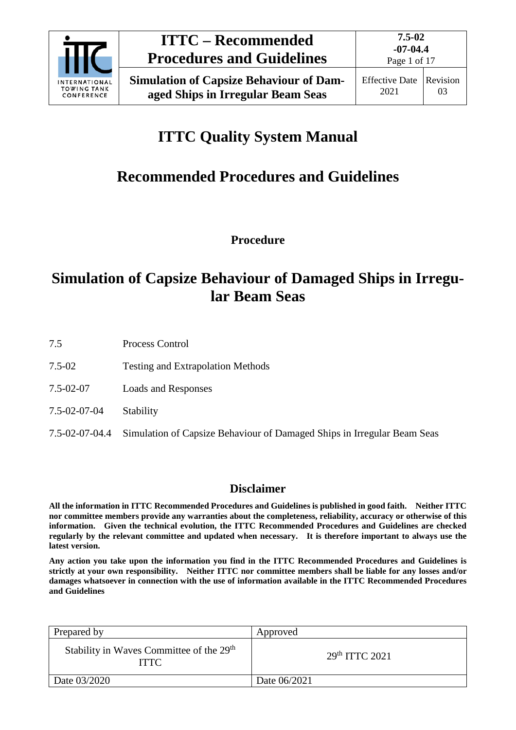# ITTC Quality System Manual

# Recommended Procedures and Guidelines

**Procedure**

# Simulation of Capsize Behaviour of Damaged Ships in Irregular Beam Seas

| | |
|---|---|
| 7.5 | Process Control |
| 7.5-02 | Testing and Extrapolation Methods |
| 7.5-02-07 | Loads and Responses |
| 7.5-02-07-04 | Stability |
| 7.5-02-07-04.4 | Simulation of Capsize Behaviour of Damaged Ships in Irregular Beam Seas |

## Disclaimer

**All the information in ITTC Recommended Procedures and Guidelines is published in good faith. Neither ITTC nor committee members provide any warranties about the completeness, reliability, accuracy or otherwise of this information. Given the technical evolution, the ITTC Recommended Procedures and Guidelines are checked regularly by the relevant committee and updated when necessary. It is therefore important to always use the latest version.**

**Any action you take upon the information you find in the ITTC Recommended Procedures and Guidelines is strictly at your own responsibility. Neither ITTC nor committee members shall be liable for any losses and/or damages whatsoever in connection with the use of information available in the ITTC Recommended Procedures and Guidelines**

| Prepared by | Approved |
|---|---|
| Stability in Waves Committee of the 29th ITTC | 29th ITTC 2021 |
| Date 03/2020 | Date 06/2021 |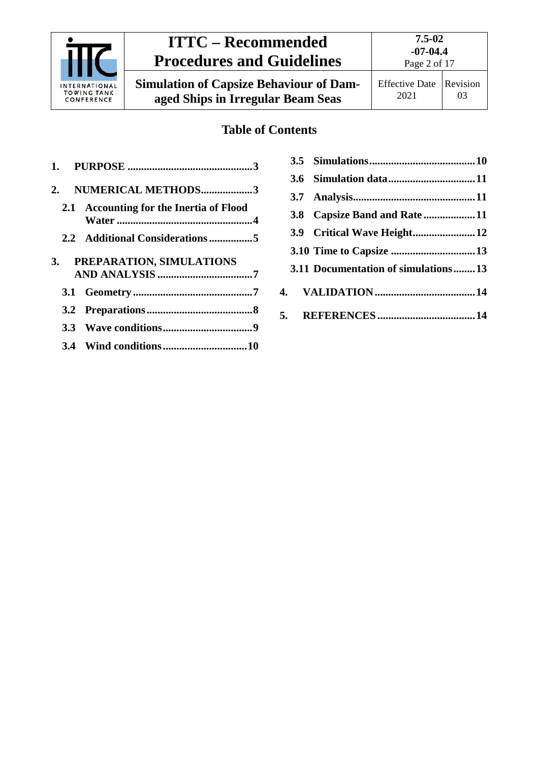## Table of Contents

1. PURPOSE ..............................................3
2. NUMERICAL METHODS...................3
   - 2.1 Accounting for the Inertia of Flood Water ..................................................4
   - 2.2 Additional Considerations ................5
3. PREPARATION, SIMULATIONS AND ANALYSIS ...................................7
   - 3.1 Geometry ............................................7
   - 3.2 Preparations .......................................8
   - 3.3 Wave conditions.................................9
   - 3.4 Wind conditions...............................10
   - 3.5 Simulations.......................................10
   - 3.6 Simulation data................................11
   - 3.7 Analysis.............................................11
   - 3.8 Capsize Band and Rate ...................11
   - 3.9 Critical Wave Height.......................12
   - 3.10 Time to Capsize ...............................13
   - 3.11 Documentation of simulations........13
4. VALIDATION.....................................14
5. REFERENCES....................................14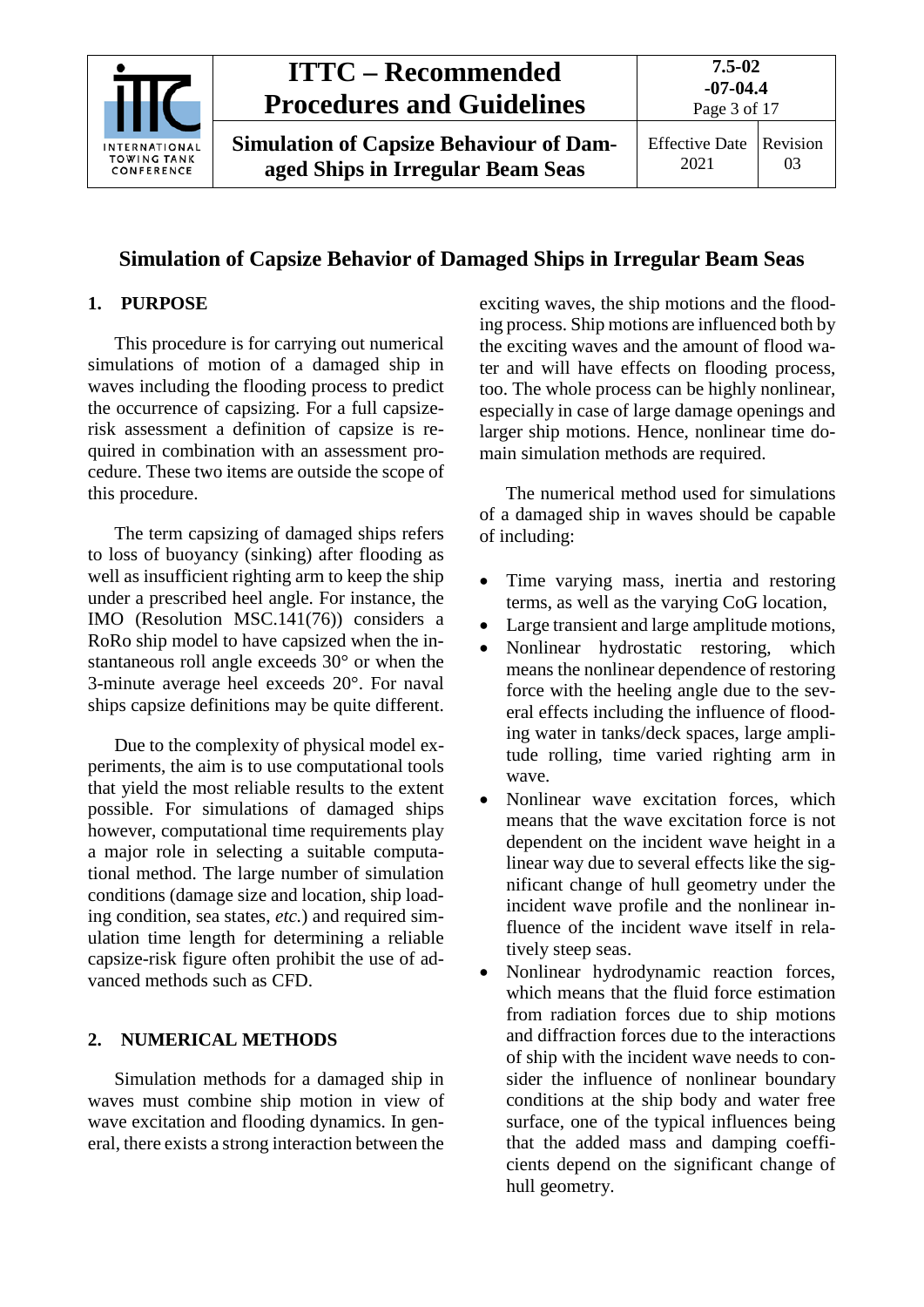# Simulation of Capsize Behavior of Damaged Ships in Irregular Beam Seas

## 1. PURPOSE

This procedure is for carrying out numerical simulations of motion of a damaged ship in waves including the flooding process to predict the occurrence of capsizing. For a full capsize-risk assessment a definition of capsize is required in combination with an assessment procedure. These two items are outside the scope of this procedure.

The term capsizing of damaged ships refers to loss of buoyancy (sinking) after flooding as well as insufficient righting arm to keep the ship under a prescribed heel angle. For instance, the IMO (Resolution MSC.141(76)) considers a RoRo ship model to have capsized when the instantaneous roll angle exceeds 30° or when the 3-minute average heel exceeds 20°. For naval ships capsize definitions may be quite different.

Due to the complexity of physical model experiments, the aim is to use computational tools that yield the most reliable results to the extent possible. For simulations of damaged ships however, computational time requirements play a major role in selecting a suitable computational method. The large number of simulation conditions (damage size and location, ship loading condition, sea states, *etc.*) and required simulation time length for determining a reliable capsize-risk figure often prohibit the use of advanced methods such as CFD.

## 2. NUMERICAL METHODS

Simulation methods for a damaged ship in waves must combine ship motion in view of wave excitation and flooding dynamics. In general, there exists a strong interaction between the exciting waves, the ship motions and the flooding process. Ship motions are influenced both by the exciting waves and the amount of flood water and will have effects on flooding process, too. The whole process can be highly nonlinear, especially in case of large damage openings and larger ship motions. Hence, nonlinear time domain simulation methods are required.

The numerical method used for simulations of a damaged ship in waves should be capable of including:

- Time varying mass, inertia and restoring terms, as well as the varying CoG location,
- Large transient and large amplitude motions,
- Nonlinear hydrostatic restoring, which means the nonlinear dependence of restoring force with the heeling angle due to the several effects including the influence of flooding water in tanks/deck spaces, large amplitude rolling, time varied righting arm in wave.
- Nonlinear wave excitation forces, which means that the wave excitation force is not dependent on the incident wave height in a linear way due to several effects like the significant change of hull geometry under the incident wave profile and the nonlinear influence of the incident wave itself in relatively steep seas.
- Nonlinear hydrodynamic reaction forces, which means that the fluid force estimation from radiation forces due to ship motions and diffraction forces due to the interactions of ship with the incident wave needs to consider the influence of nonlinear boundary conditions at the ship body and water free surface, one of the typical influences being that the added mass and damping coefficients depend on the significant change of hull geometry.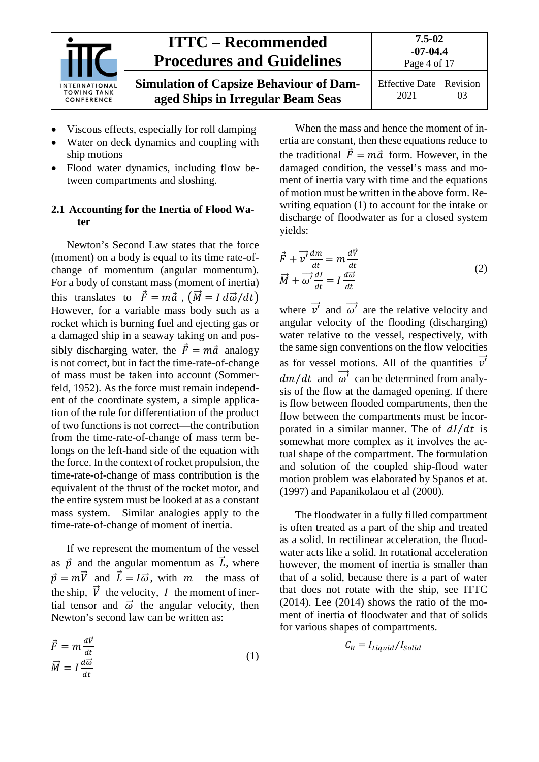- Viscous effects, especially for roll damping
- Water on deck dynamics and coupling with ship motions
- Flood water dynamics, including flow between compartments and sloshing.

### 2.1 Accounting for the Inertia of Flood Water

Newton's Second Law states that the force (moment) on a body is equal to its time rate-of-change of momentum (angular momentum). For a body of constant mass (moment of inertia) this translates to $\vec{F} = m\vec{a}$ , $\left(\vec{M} = I\, d\vec{\omega}/dt\right)$ However, for a variable mass body such as a rocket which is burning fuel and ejecting gas or a damaged ship in a seaway taking on and possibly discharging water, the $\vec{F} = m\vec{a}$ analogy is not correct, but in fact the time-rate-of-change of mass must be taken into account (Sommerfeld, 1952). As the force must remain independent of the coordinate system, a simple application of the rule for differentiation of the product of two functions is not correct—the contribution from the time-rate-of-change of mass term belongs on the left-hand side of the equation with the force. In the context of rocket propulsion, the time-rate-of-change of mass contribution is the equivalent of the thrust of the rocket motor, and the entire system must be looked at as a constant mass system. Similar analogies apply to the time-rate-of-change of moment of inertia.

If we represent the momentum of the vessel as $\vec{p}$ and the angular momentum as $\vec{L}$, where $\vec{p} = m\vec{V}$ and $\vec{L} = I\vec{\omega}$, with $m$ the mass of the ship, $\vec{V}$ the velocity, $I$ the moment of inertial tensor and $\vec{\omega}$ the angular velocity, then Newton's second law can be written as:

$$\begin{aligned} \vec{F} &= m\frac{d\vec{V}}{dt} \\ \vec{M} &= I\frac{d\vec{\omega}}{dt} \end{aligned} \tag{1}$$

When the mass and hence the moment of inertia are constant, then these equations reduce to the traditional $\vec{F} = m\vec{a}$ form. However, in the damaged condition, the vessel's mass and moment of inertia vary with time and the equations of motion must be written in the above form. Rewriting equation (1) to account for the intake or discharge of floodwater as for a closed system yields:

$$\begin{aligned} \vec{F} + \vec{v'}\frac{dm}{dt} &= m\frac{d\vec{V}}{dt} \\ \vec{M} + \vec{\omega'}\frac{dI}{dt} &= I\frac{d\vec{\omega}}{dt} \end{aligned} \tag{2}$$

where $\vec{v'}$ and $\vec{\omega'}$ are the relative velocity and angular velocity of the flooding (discharging) water relative to the vessel, respectively, with the same sign conventions on the flow velocities as for vessel motions. All of the quantities $\vec{v'}$ $dm/dt$ and $\vec{\omega'}$ can be determined from analysis of the flow at the damaged opening. If there is flow between flooded compartments, then the flow between the compartments must be incorporated in a similar manner. The of $dI/dt$ is somewhat more complex as it involves the actual shape of the compartment. The formulation and solution of the coupled ship-flood water motion problem was elaborated by Spanos et at. (1997) and Papanikolaou et al (2000).

The floodwater in a fully filled compartment is often treated as a part of the ship and treated as a solid. In rectilinear acceleration, the floodwater acts like a solid. In rotational acceleration however, the moment of inertia is smaller than that of a solid, because there is a part of water that does not rotate with the ship, see ITTC (2014). Lee (2014) shows the ratio of the moment of inertia of floodwater and that of solids for various shapes of compartments.

$$C_R = I_{Liquid}/I_{Solid}$$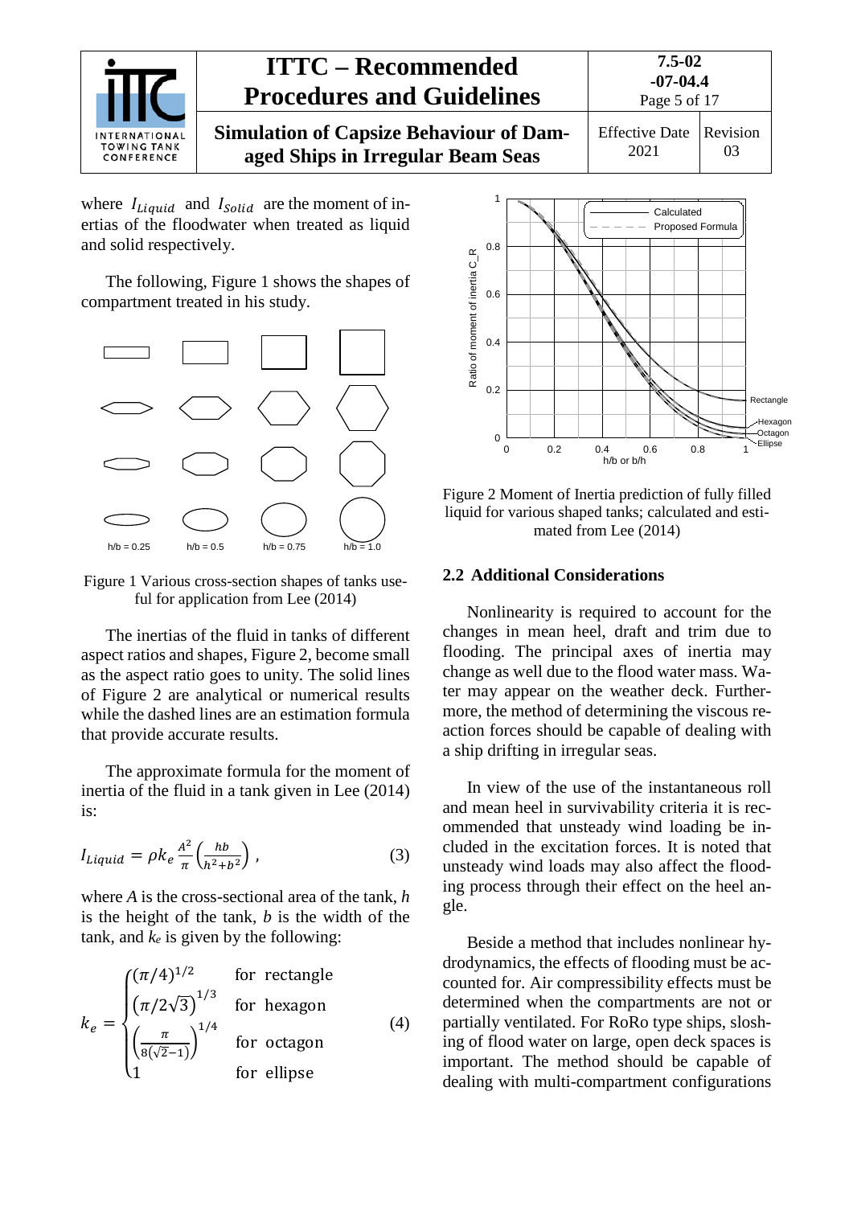where $I_{Liquid}$ and $I_{Solid}$ are the moment of inertias of the floodwater when treated as liquid and solid respectively.

The following, Figure 1 shows the shapes of compartment treated in his study.

Figure 1 Various cross-section shapes of tanks useful for application from Lee (2014)

The inertias of the fluid in tanks of different aspect ratios and shapes, Figure 2, become small as the aspect ratio goes to unity. The solid lines of Figure 2 are analytical or numerical results while the dashed lines are an estimation formula that provide accurate results.

The approximate formula for the moment of inertia of the fluid in a tank given in Lee (2014) is:

$$I_{Liquid} = \rho k_e \frac{A^2}{\pi} \left( \frac{hb}{h^2+b^2} \right) , \tag{3}$$

where $A$ is the cross-sectional area of the tank, $h$ is the height of the tank, $b$ is the width of the tank, and $k_e$ is given by the following:

$$k_e = \begin{cases} (\pi/4)^{1/2} & \text{for rectangle} \\ \left(\pi/2\sqrt{3}\right)^{1/3} & \text{for hexagon} \\ \left(\frac{\pi}{8(\sqrt{2}-1)}\right)^{1/4} & \text{for octagon} \\ 1 & \text{for ellipse} \end{cases} \tag{4}$$

Figure 2 Moment of Inertia prediction of fully filled liquid for various shaped tanks; calculated and estimated from Lee (2014)

## 2.2 Additional Considerations

Nonlinearity is required to account for the changes in mean heel, draft and trim due to flooding. The principal axes of inertia may change as well due to the flood water mass. Water may appear on the weather deck. Furthermore, the method of determining the viscous reaction forces should be capable of dealing with a ship drifting in irregular seas.

In view of the use of the instantaneous roll and mean heel in survivability criteria it is recommended that unsteady wind loading be included in the excitation forces. It is noted that unsteady wind loads may also affect the flooding process through their effect on the heel angle.

Beside a method that includes nonlinear hydrodynamics, the effects of flooding must be accounted for. Air compressibility effects must be determined when the compartments are not or partially ventilated. For RoRo type ships, sloshing of flood water on large, open deck spaces is important. The method should be capable of dealing with multi-compartment configurations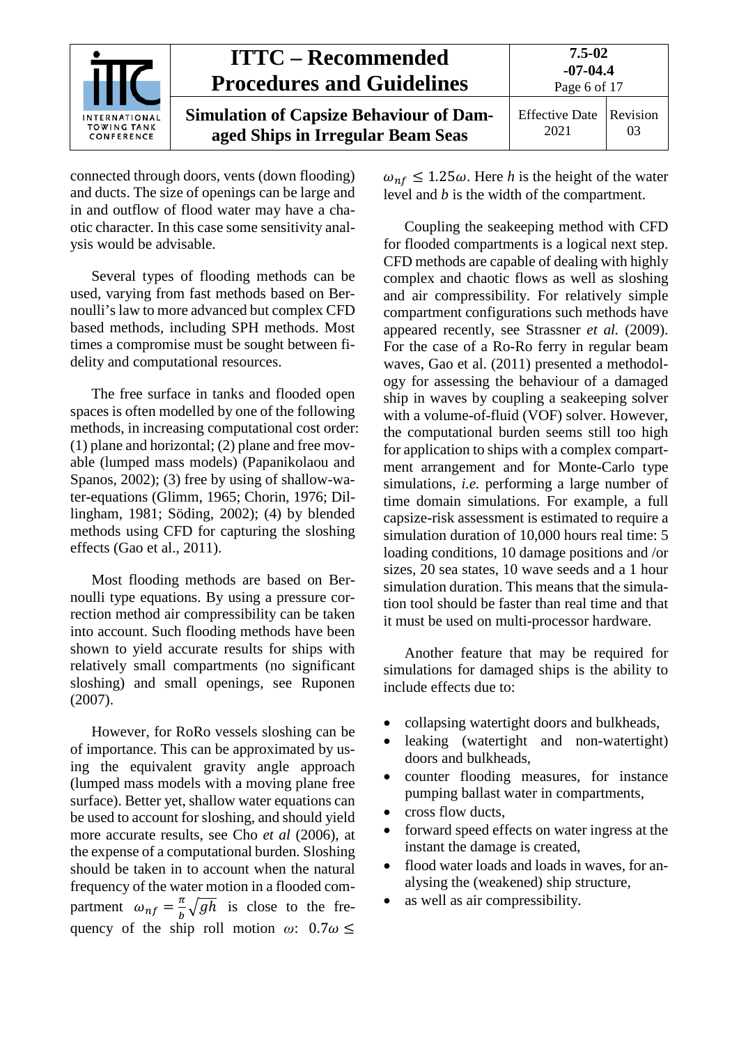connected through doors, vents (down flooding) and ducts. The size of openings can be large and in and outflow of flood water may have a chaotic character. In this case some sensitivity analysis would be advisable.

Several types of flooding methods can be used, varying from fast methods based on Bernoulli's law to more advanced but complex CFD based methods, including SPH methods. Most times a compromise must be sought between fidelity and computational resources.

The free surface in tanks and flooded open spaces is often modelled by one of the following methods, in increasing computational cost order: (1) plane and horizontal; (2) plane and free movable (lumped mass models) (Papanikolaou and Spanos, 2002); (3) free by using of shallow-water-equations (Glimm, 1965; Chorin, 1976; Dillingham, 1981; Söding, 2002); (4) by blended methods using CFD for capturing the sloshing effects (Gao et al., 2011).

Most flooding methods are based on Bernoulli type equations. By using a pressure correction method air compressibility can be taken into account. Such flooding methods have been shown to yield accurate results for ships with relatively small compartments (no significant sloshing) and small openings, see Ruponen (2007).

However, for RoRo vessels sloshing can be of importance. This can be approximated by using the equivalent gravity angle approach (lumped mass models with a moving plane free surface). Better yet, shallow water equations can be used to account for sloshing, and should yield more accurate results, see Cho *et al* (2006), at the expense of a computational burden. Sloshing should be taken in to account when the natural frequency of the water motion in a flooded compartment $\omega_{nf} = \frac{\pi}{b}\sqrt{gh}$ is close to the frequency of the ship roll motion $\omega$: $0.7\omega \leq \omega_{nf} \leq 1.25\omega$. Here $h$ is the height of the water level and $b$ is the width of the compartment.

Coupling the seakeeping method with CFD for flooded compartments is a logical next step. CFD methods are capable of dealing with highly complex and chaotic flows as well as sloshing and air compressibility. For relatively simple compartment configurations such methods have appeared recently, see Strassner *et al.* (2009). For the case of a Ro-Ro ferry in regular beam waves, Gao et al. (2011) presented a methodology for assessing the behaviour of a damaged ship in waves by coupling a seakeeping solver with a volume-of-fluid (VOF) solver. However, the computational burden seems still too high for application to ships with a complex compartment arrangement and for Monte-Carlo type simulations, *i.e.* performing a large number of time domain simulations. For example, a full capsize-risk assessment is estimated to require a simulation duration of 10,000 hours real time: 5 loading conditions, 10 damage positions and /or sizes, 20 sea states, 10 wave seeds and a 1 hour simulation duration. This means that the simulation tool should be faster than real time and that it must be used on multi-processor hardware.

Another feature that may be required for simulations for damaged ships is the ability to include effects due to:

- collapsing watertight doors and bulkheads,
- leaking (watertight and non-watertight) doors and bulkheads,
- counter flooding measures, for instance pumping ballast water in compartments,
- cross flow ducts,
- forward speed effects on water ingress at the instant the damage is created,
- flood water loads and loads in waves, for analysing the (weakened) ship structure,
- as well as air compressibility.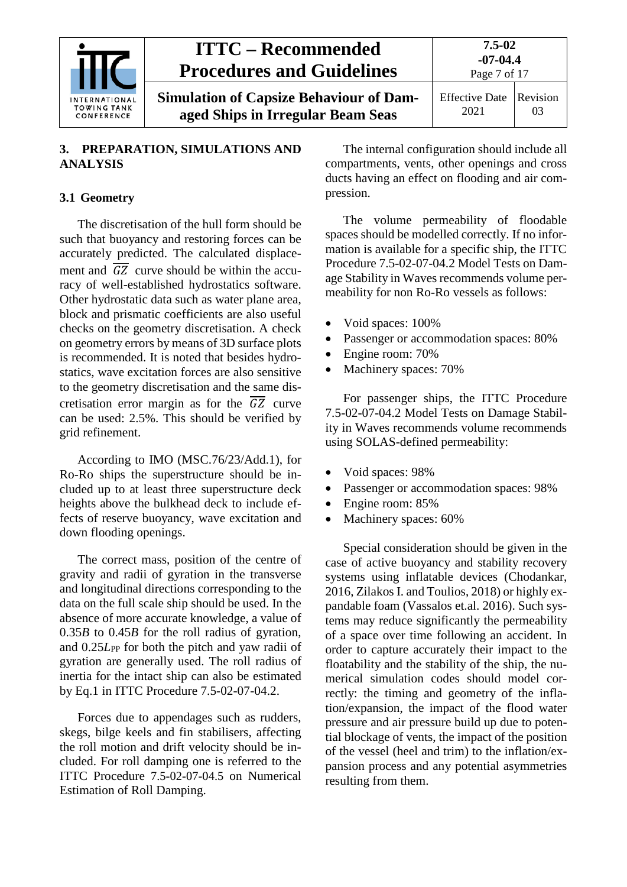## 3. PREPARATION, SIMULATIONS AND ANALYSIS

### 3.1 Geometry

The discretisation of the hull form should be such that buoyancy and restoring forces can be accurately predicted. The calculated displacement and $\overline{GZ}$ curve should be within the accuracy of well-established hydrostatics software. Other hydrostatic data such as water plane area, block and prismatic coefficients are also useful checks on the geometry discretisation. A check on geometry errors by means of 3D surface plots is recommended. It is noted that besides hydrostatics, wave excitation forces are also sensitive to the geometry discretisation and the same discretisation error margin as for the $\overline{GZ}$ curve can be used: 2.5%. This should be verified by grid refinement.

According to IMO (MSC.76/23/Add.1), for Ro-Ro ships the superstructure should be included up to at least three superstructure deck heights above the bulkhead deck to include effects of reserve buoyancy, wave excitation and down flooding openings.

The correct mass, position of the centre of gravity and radii of gyration in the transverse and longitudinal directions corresponding to the data on the full scale ship should be used. In the absence of more accurate knowledge, a value of $0.35B$ to $0.45B$ for the roll radius of gyration, and $0.25L_{PP}$ for both the pitch and yaw radii of gyration are generally used. The roll radius of inertia for the intact ship can also be estimated by Eq.1 in ITTC Procedure 7.5-02-07-04.2.

Forces due to appendages such as rudders, skegs, bilge keels and fin stabilisers, affecting the roll motion and drift velocity should be included. For roll damping one is referred to the ITTC Procedure 7.5-02-07-04.5 on Numerical Estimation of Roll Damping.

The internal configuration should include all compartments, vents, other openings and cross ducts having an effect on flooding and air compression.

The volume permeability of floodable spaces should be modelled correctly. If no information is available for a specific ship, the ITTC Procedure 7.5-02-07-04.2 Model Tests on Damage Stability in Waves recommends volume permeability for non Ro-Ro vessels as follows:

- Void spaces: 100%
- Passenger or accommodation spaces: 80%
- Engine room: 70%
- Machinery spaces: 70%

For passenger ships, the ITTC Procedure 7.5-02-07-04.2 Model Tests on Damage Stability in Waves recommends volume recommends using SOLAS-defined permeability:

- Void spaces: 98%
- Passenger or accommodation spaces: 98%
- Engine room: 85%
- Machinery spaces: 60%

Special consideration should be given in the case of active buoyancy and stability recovery systems using inflatable devices (Chodankar, 2016, Zilakos I. and Toulios, 2018) or highly expandable foam (Vassalos et.al. 2016). Such systems may reduce significantly the permeability of a space over time following an accident. In order to capture accurately their impact to the floatability and the stability of the ship, the numerical simulation codes should model correctly: the timing and geometry of the inflation/expansion, the impact of the flood water pressure and air pressure build up due to potential blockage of vents, the impact of the position of the vessel (heel and trim) to the inflation/expansion process and any potential asymmetries resulting from them.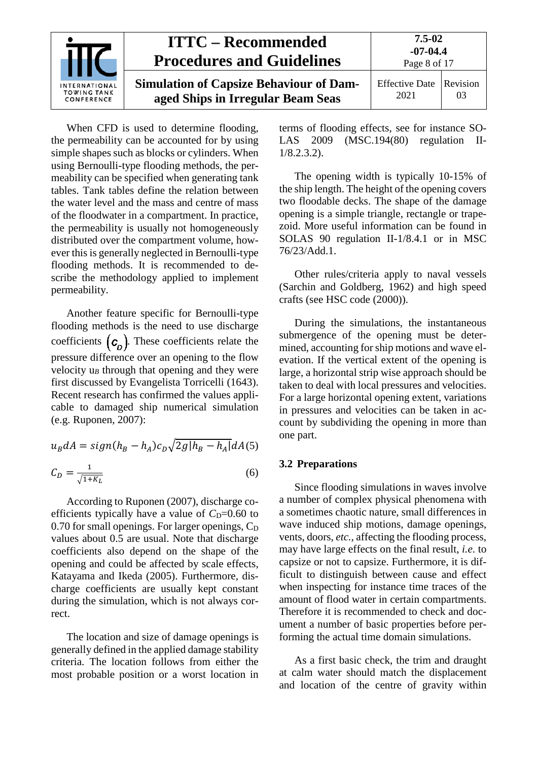When CFD is used to determine flooding, the permeability can be accounted for by using simple shapes such as blocks or cylinders. When using Bernoulli-type flooding methods, the permeability can be specified when generating tank tables. Tank tables define the relation between the water level and the mass and centre of mass of the floodwater in a compartment. In practice, the permeability is usually not homogeneously distributed over the compartment volume, however this is generally neglected in Bernoulli-type flooding methods. It is recommended to describe the methodology applied to implement permeability.

Another feature specific for Bernoulli-type flooding methods is the need to use discharge coefficients $\left(c_D\right)$. These coefficients relate the pressure difference over an opening to the flow velocity $u_B$ through that opening and they were first discussed by Evangelista Torricelli (1643). Recent research has confirmed the values applicable to damaged ship numerical simulation (e.g. Ruponen, 2007):

$$u_B dA = sign(h_B - h_A) c_D \sqrt{2g|h_B - h_A|} dA \quad (5)$$

$$C_D = \frac{1}{\sqrt{1+K_L}} \quad (6)$$

According to Ruponen (2007), discharge coefficients typically have a value of $C_D$=0.60 to 0.70 for small openings. For larger openings, $C_D$ values about 0.5 are usual. Note that discharge coefficients also depend on the shape of the opening and could be affected by scale effects, Katayama and Ikeda (2005). Furthermore, discharge coefficients are usually kept constant during the simulation, which is not always correct.

The location and size of damage openings is generally defined in the applied damage stability criteria. The location follows from either the most probable position or a worst location in terms of flooding effects, see for instance SOLAS 2009 (MSC.194(80) regulation II-1/8.2.3.2).

The opening width is typically 10-15% of the ship length. The height of the opening covers two floodable decks. The shape of the damage opening is a simple triangle, rectangle or trapezoid. More useful information can be found in SOLAS 90 regulation II-1/8.4.1 or in MSC 76/23/Add.1.

Other rules/criteria apply to naval vessels (Sarchin and Goldberg, 1962) and high speed crafts (see HSC code (2000)).

During the simulations, the instantaneous submergence of the opening must be determined, accounting for ship motions and wave elevation. If the vertical extent of the opening is large, a horizontal strip wise approach should be taken to deal with local pressures and velocities. For a large horizontal opening extent, variations in pressures and velocities can be taken in account by subdividing the opening in more than one part.

### 3.2 Preparations

Since flooding simulations in waves involve a number of complex physical phenomena with a sometimes chaotic nature, small differences in wave induced ship motions, damage openings, vents, doors, *etc.*, affecting the flooding process, may have large effects on the final result, *i.e.* to capsize or not to capsize. Furthermore, it is difficult to distinguish between cause and effect when inspecting for instance time traces of the amount of flood water in certain compartments. Therefore it is recommended to check and document a number of basic properties before performing the actual time domain simulations.

As a first basic check, the trim and draught at calm water should match the displacement and location of the centre of gravity within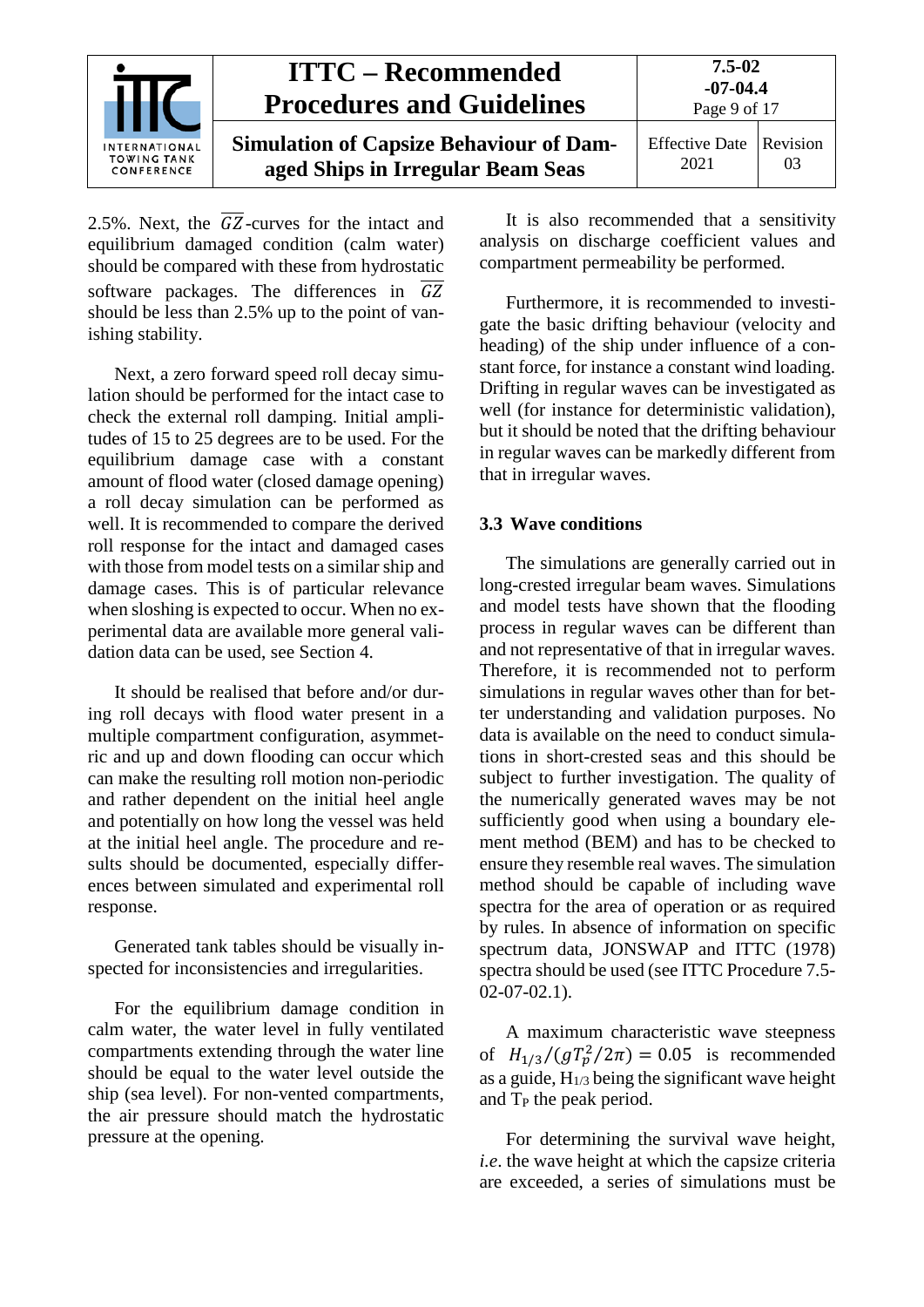2.5%. Next, the $\overline{GZ}$-curves for the intact and equilibrium damaged condition (calm water) should be compared with these from hydrostatic software packages. The differences in $\overline{GZ}$ should be less than 2.5% up to the point of vanishing stability.

Next, a zero forward speed roll decay simulation should be performed for the intact case to check the external roll damping. Initial amplitudes of 15 to 25 degrees are to be used. For the equilibrium damage case with a constant amount of flood water (closed damage opening) a roll decay simulation can be performed as well. It is recommended to compare the derived roll response for the intact and damaged cases with those from model tests on a similar ship and damage cases. This is of particular relevance when sloshing is expected to occur. When no experimental data are available more general validation data can be used, see Section 4.

It should be realised that before and/or during roll decays with flood water present in a multiple compartment configuration, asymmetric and up and down flooding can occur which can make the resulting roll motion non-periodic and rather dependent on the initial heel angle and potentially on how long the vessel was held at the initial heel angle. The procedure and results should be documented, especially differences between simulated and experimental roll response.

Generated tank tables should be visually inspected for inconsistencies and irregularities.

For the equilibrium damage condition in calm water, the water level in fully ventilated compartments extending through the water line should be equal to the water level outside the ship (sea level). For non-vented compartments, the air pressure should match the hydrostatic pressure at the opening.

It is also recommended that a sensitivity analysis on discharge coefficient values and compartment permeability be performed.

Furthermore, it is recommended to investigate the basic drifting behaviour (velocity and heading) of the ship under influence of a constant force, for instance a constant wind loading. Drifting in regular waves can be investigated as well (for instance for deterministic validation), but it should be noted that the drifting behaviour in regular waves can be markedly different from that in irregular waves.

### 3.3 Wave conditions

The simulations are generally carried out in long-crested irregular beam waves. Simulations and model tests have shown that the flooding process in regular waves can be different than and not representative of that in irregular waves. Therefore, it is recommended not to perform simulations in regular waves other than for better understanding and validation purposes. No data is available on the need to conduct simulations in short-crested seas and this should be subject to further investigation. The quality of the numerically generated waves may be not sufficiently good when using a boundary element method (BEM) and has to be checked to ensure they resemble real waves. The simulation method should be capable of including wave spectra for the area of operation or as required by rules. In absence of information on specific spectrum data, JONSWAP and ITTC (1978) spectra should be used (see ITTC Procedure 7.5-02-07-02.1).

A maximum characteristic wave steepness of $H_{1/3}/(gT_p^2/2\pi) = 0.05$ is recommended as a guide, $H_{1/3}$ being the significant wave height and $T_P$ the peak period.

For determining the survival wave height, *i.e.* the wave height at which the capsize criteria are exceeded, a series of simulations must be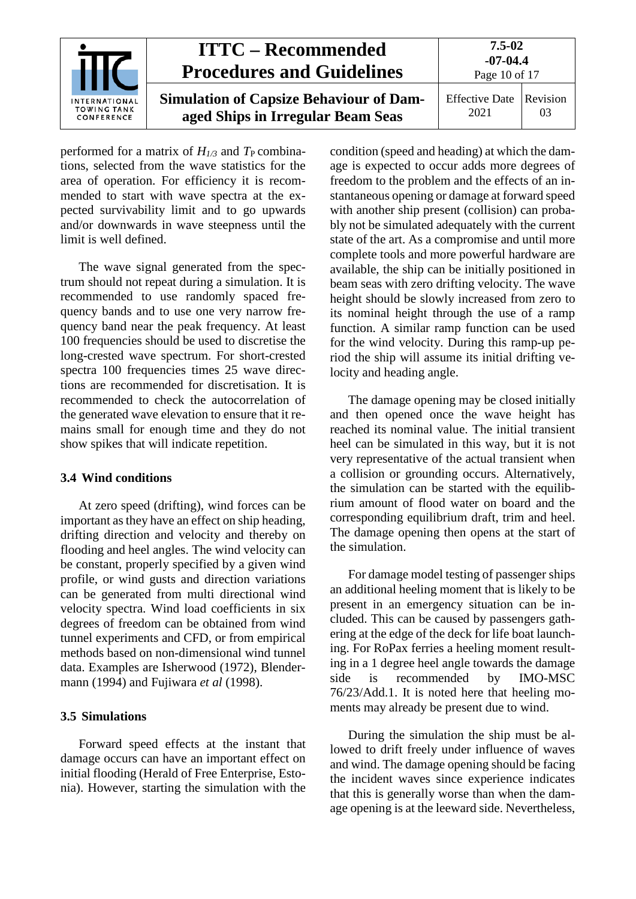performed for a matrix of $H_{1/3}$ and $T_P$ combinations, selected from the wave statistics for the area of operation. For efficiency it is recommended to start with wave spectra at the expected survivability limit and to go upwards and/or downwards in wave steepness until the limit is well defined.

The wave signal generated from the spectrum should not repeat during a simulation. It is recommended to use randomly spaced frequency bands and to use one very narrow frequency band near the peak frequency. At least 100 frequencies should be used to discretise the long-crested wave spectrum. For short-crested spectra 100 frequencies times 25 wave directions are recommended for discretisation. It is recommended to check the autocorrelation of the generated wave elevation to ensure that it remains small for enough time and they do not show spikes that will indicate repetition.

### 3.4 Wind conditions

At zero speed (drifting), wind forces can be important as they have an effect on ship heading, drifting direction and velocity and thereby on flooding and heel angles. The wind velocity can be constant, properly specified by a given wind profile, or wind gusts and direction variations can be generated from multi directional wind velocity spectra. Wind load coefficients in six degrees of freedom can be obtained from wind tunnel experiments and CFD, or from empirical methods based on non-dimensional wind tunnel data. Examples are Isherwood (1972), Blendermann (1994) and Fujiwara *et al* (1998).

### 3.5 Simulations

Forward speed effects at the instant that damage occurs can have an important effect on initial flooding (Herald of Free Enterprise, Estonia). However, starting the simulation with the condition (speed and heading) at which the damage is expected to occur adds more degrees of freedom to the problem and the effects of an instantaneous opening or damage at forward speed with another ship present (collision) can probably not be simulated adequately with the current state of the art. As a compromise and until more complete tools and more powerful hardware are available, the ship can be initially positioned in beam seas with zero drifting velocity. The wave height should be slowly increased from zero to its nominal height through the use of a ramp function. A similar ramp function can be used for the wind velocity. During this ramp-up period the ship will assume its initial drifting velocity and heading angle.

The damage opening may be closed initially and then opened once the wave height has reached its nominal value. The initial transient heel can be simulated in this way, but it is not very representative of the actual transient when a collision or grounding occurs. Alternatively, the simulation can be started with the equilibrium amount of flood water on board and the corresponding equilibrium draft, trim and heel. The damage opening then opens at the start of the simulation.

For damage model testing of passenger ships an additional heeling moment that is likely to be present in an emergency situation can be included. This can be caused by passengers gathering at the edge of the deck for life boat launching. For RoPax ferries a heeling moment resulting in a 1 degree heel angle towards the damage side is recommended by IMO-MSC 76/23/Add.1. It is noted here that heeling moments may already be present due to wind.

During the simulation the ship must be allowed to drift freely under influence of waves and wind. The damage opening should be facing the incident waves since experience indicates that this is generally worse than when the damage opening is at the leeward side. Nevertheless,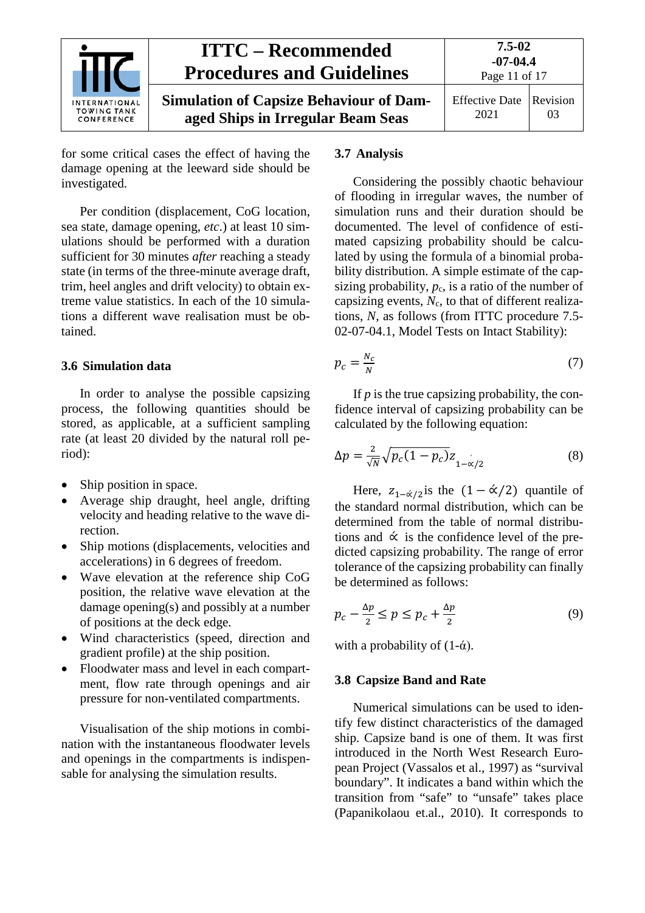for some critical cases the effect of having the damage opening at the leeward side should be investigated.

Per condition (displacement, CoG location, sea state, damage opening, *etc.*) at least 10 simulations should be performed with a duration sufficient for 30 minutes *after* reaching a steady state (in terms of the three-minute average draft, trim, heel angles and drift velocity) to obtain extreme value statistics. In each of the 10 simulations a different wave realisation must be obtained.

### 3.6 Simulation data

In order to analyse the possible capsizing process, the following quantities should be stored, as applicable, at a sufficient sampling rate (at least 20 divided by the natural roll period):

- Ship position in space.
- Average ship draught, heel angle, drifting velocity and heading relative to the wave direction.
- Ship motions (displacements, velocities and accelerations) in 6 degrees of freedom.
- Wave elevation at the reference ship CoG position, the relative wave elevation at the damage opening(s) and possibly at a number of positions at the deck edge.
- Wind characteristics (speed, direction and gradient profile) at the ship position.
- Floodwater mass and level in each compartment, flow rate through openings and air pressure for non-ventilated compartments.

Visualisation of the ship motions in combination with the instantaneous floodwater levels and openings in the compartments is indispensable for analysing the simulation results.

### 3.7 Analysis

Considering the possibly chaotic behaviour of flooding in irregular waves, the number of simulation runs and their duration should be documented. The level of confidence of estimated capsizing probability should be calculated by using the formula of a binomial probability distribution. A simple estimate of the capsizing probability, $p_c$, is a ratio of the number of capsizing events, $N_c$, to that of different realizations, $N$, as follows (from ITTC procedure 7.5-02-07-04.1, Model Tests on Intact Stability):

$$p_c = \frac{N_c}{N} \tag{7}$$

If $p$ is the true capsizing probability, the confidence interval of capsizing probability can be calculated by the following equation:

$$\Delta p = \frac{2}{\sqrt{N}}\sqrt{p_c(1-p_c)}\,z_{1-\acute{\alpha}/2} \tag{8}$$

Here, $z_{1-\acute{\alpha}/2}$ is the $(1-\acute{\alpha}/2)$ quantile of the standard normal distribution, which can be determined from the table of normal distributions and $\acute{\alpha}$ is the confidence level of the predicted capsizing probability. The range of error tolerance of the capsizing probability can finally be determined as follows:

$$p_c - \frac{\Delta p}{2} \le p \le p_c + \frac{\Delta p}{2} \tag{9}$$

with a probability of $(1-\acute{\alpha})$.

### 3.8 Capsize Band and Rate

Numerical simulations can be used to identify few distinct characteristics of the damaged ship. Capsize band is one of them. It was first introduced in the North West Research European Project (Vassalos et al., 1997) as "survival boundary". It indicates a band within which the transition from "safe" to "unsafe" takes place (Papanikolaou et.al., 2010). It corresponds to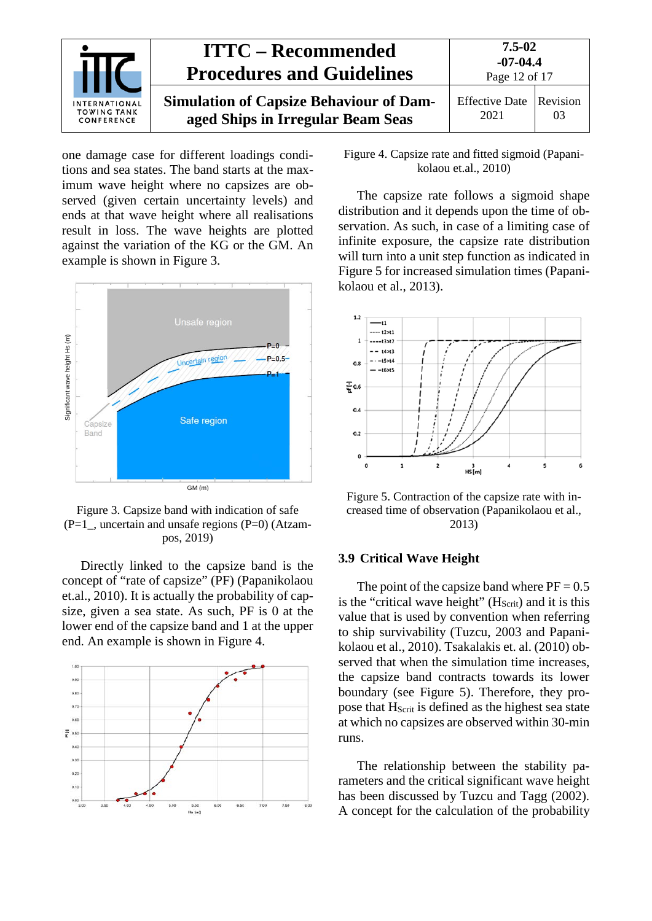one damage case for different loadings conditions and sea states. The band starts at the maximum wave height where no capsizes are observed (given certain uncertainty levels) and ends at that wave height where all realisations result in loss. The wave heights are plotted against the variation of the KG or the GM. An example is shown in Figure 3.

Figure 3. Capsize band with indication of safe (P=1_, uncertain and unsafe regions (P=0) (Atzampos, 2019)

Directly linked to the capsize band is the concept of "rate of capsize" (PF) (Papanikolaou et.al., 2010). It is actually the probability of capsize, given a sea state. As such, PF is 0 at the lower end of the capsize band and 1 at the upper end. An example is shown in Figure 4.

Figure 4. Capsize rate and fitted sigmoid (Papanikolaou et.al., 2010)

The capsize rate follows a sigmoid shape distribution and it depends upon the time of observation. As such, in case of a limiting case of infinite exposure, the capsize rate distribution will turn into a unit step function as indicated in Figure 5 for increased simulation times (Papanikolaou et al., 2013).

Figure 5. Contraction of the capsize rate with increased time of observation (Papanikolaou et al., 2013)

### 3.9 Critical Wave Height

The point of the capsize band where PF = 0.5 is the "critical wave height" ($H_{Scrit}$) and it is this value that is used by convention when referring to ship survivability (Tuzcu, 2003 and Papanikolaou et al., 2010). Tsakalakis et. al. (2010) observed that when the simulation time increases, the capsize band contracts towards its lower boundary (see Figure 5). Therefore, they propose that $H_{Scrit}$ is defined as the highest sea state at which no capsizes are observed within 30-min runs.

The relationship between the stability parameters and the critical significant wave height has been discussed by Tuzcu and Tagg (2002). A concept for the calculation of the probability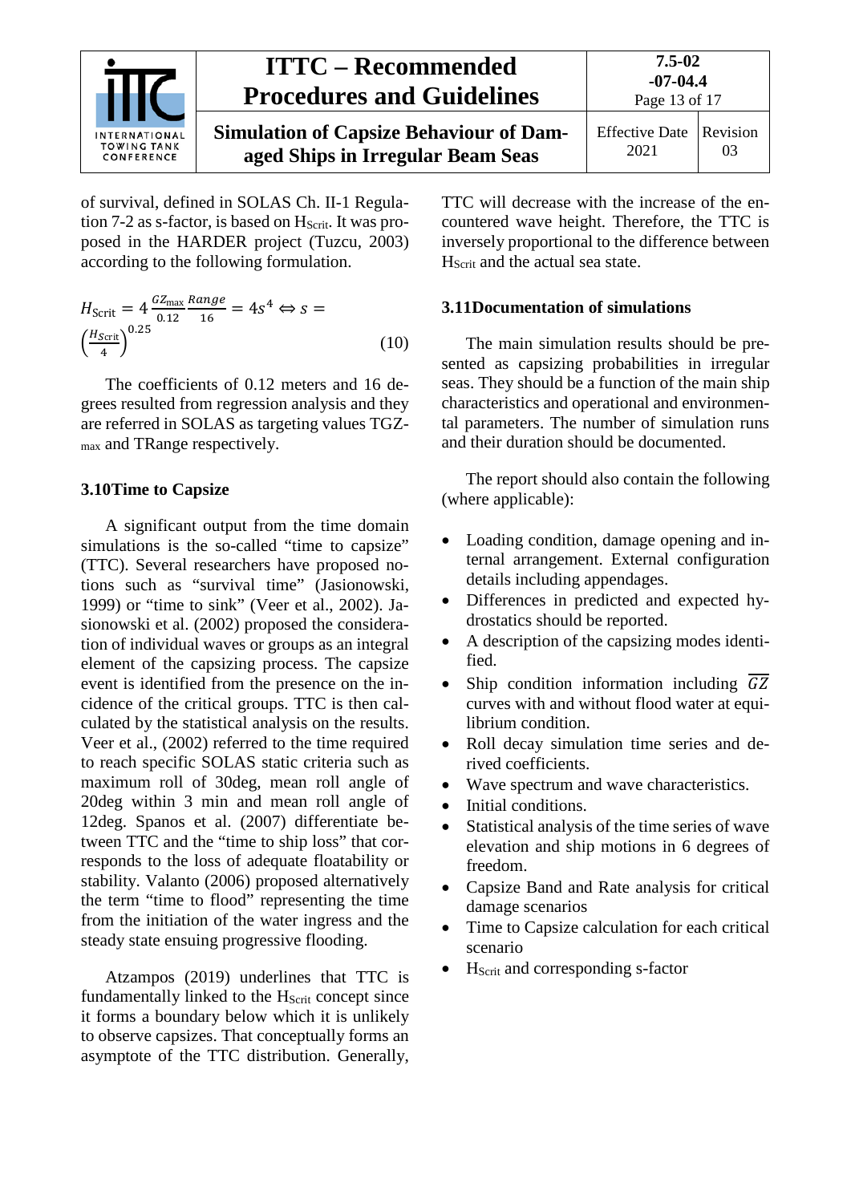of survival, defined in SOLAS Ch. II-1 Regulation 7-2 as s-factor, is based on $H_{Scrit}$. It was proposed in the HARDER project (Tuzcu, 2003) according to the following formulation.

$$H_{\text{Scrit}} = 4\,\frac{GZ_{\max}}{0.12}\,\frac{Range}{16} = 4s^4 \Leftrightarrow s = \left(\frac{H_{Scrit}}{4}\right)^{0.25} \tag{10}$$

The coefficients of 0.12 meters and 16 degrees resulted from regression analysis and they are referred in SOLAS as targeting values $TGZ_{max}$ and TRange respectively.

### 3.10 Time to Capsize

A significant output from the time domain simulations is the so-called "time to capsize" (TTC). Several researchers have proposed notions such as "survival time" (Jasionowski, 1999) or "time to sink" (Veer et al., 2002). Jasionowski et al. (2002) proposed the consideration of individual waves or groups as an integral element of the capsizing process. The capsize event is identified from the presence on the incidence of the critical groups. TTC is then calculated by the statistical analysis on the results. Veer et al., (2002) referred to the time required to reach specific SOLAS static criteria such as maximum roll of 30deg, mean roll angle of 20deg within 3 min and mean roll angle of 12deg. Spanos et al. (2007) differentiate between TTC and the "time to ship loss" that corresponds to the loss of adequate floatability or stability. Valanto (2006) proposed alternatively the term "time to flood" representing the time from the initiation of the water ingress and the steady state ensuing progressive flooding.

Atzampos (2019) underlines that TTC is fundamentally linked to the $H_{Scrit}$ concept since it forms a boundary below which it is unlikely to observe capsizes. That conceptually forms an asymptote of the TTC distribution. Generally, TTC will decrease with the increase of the encountered wave height. Therefore, the TTC is inversely proportional to the difference between $H_{Scrit}$ and the actual sea state.

### 3.11 Documentation of simulations

The main simulation results should be presented as capsizing probabilities in irregular seas. They should be a function of the main ship characteristics and operational and environmental parameters. The number of simulation runs and their duration should be documented.

The report should also contain the following (where applicable):

- Loading condition, damage opening and internal arrangement. External configuration details including appendages.
- Differences in predicted and expected hydrostatics should be reported.
- A description of the capsizing modes identified.
- Ship condition information including $\overline{GZ}$ curves with and without flood water at equilibrium condition.
- Roll decay simulation time series and derived coefficients.
- Wave spectrum and wave characteristics.
- Initial conditions.
- Statistical analysis of the time series of wave elevation and ship motions in 6 degrees of freedom.
- Capsize Band and Rate analysis for critical damage scenarios
- Time to Capsize calculation for each critical scenario
- $H_{Scrit}$ and corresponding s-factor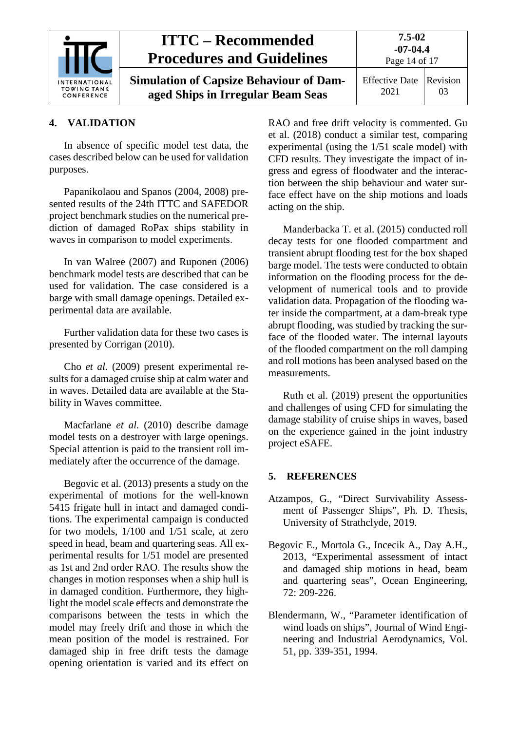## 4. VALIDATION

In absence of specific model test data, the cases described below can be used for validation purposes.

Papanikolaou and Spanos (2004, 2008) presented results of the 24th ITTC and SAFEDOR project benchmark studies on the numerical prediction of damaged RoPax ships stability in waves in comparison to model experiments.

In van Walree (2007) and Ruponen (2006) benchmark model tests are described that can be used for validation. The case considered is a barge with small damage openings. Detailed experimental data are available.

Further validation data for these two cases is presented by Corrigan (2010).

Cho *et al.* (2009) present experimental results for a damaged cruise ship at calm water and in waves. Detailed data are available at the Stability in Waves committee.

Macfarlane *et al.* (2010) describe damage model tests on a destroyer with large openings. Special attention is paid to the transient roll immediately after the occurrence of the damage.

Begovic et al. (2013) presents a study on the experimental of motions for the well-known 5415 frigate hull in intact and damaged conditions. The experimental campaign is conducted for two models, 1/100 and 1/51 scale, at zero speed in head, beam and quartering seas. All experimental results for 1/51 model are presented as 1st and 2nd order RAO. The results show the changes in motion responses when a ship hull is in damaged condition. Furthermore, they highlight the model scale effects and demonstrate the comparisons between the tests in which the model may freely drift and those in which the mean position of the model is restrained. For damaged ship in free drift tests the damage opening orientation is varied and its effect on RAO and free drift velocity is commented. Gu et al. (2018) conduct a similar test, comparing experimental (using the 1/51 scale model) with CFD results. They investigate the impact of ingress and egress of floodwater and the interaction between the ship behaviour and water surface effect have on the ship motions and loads acting on the ship.

Manderbacka T. et al. (2015) conducted roll decay tests for one flooded compartment and transient abrupt flooding test for the box shaped barge model. The tests were conducted to obtain information on the flooding process for the development of numerical tools and to provide validation data. Propagation of the flooding water inside the compartment, at a dam-break type abrupt flooding, was studied by tracking the surface of the flooded water. The internal layouts of the flooded compartment on the roll damping and roll motions has been analysed based on the measurements.

Ruth et al. (2019) present the opportunities and challenges of using CFD for simulating the damage stability of cruise ships in waves, based on the experience gained in the joint industry project eSAFE.

## 5. REFERENCES

Atzampos, G., "Direct Survivability Assessment of Passenger Ships", Ph. D. Thesis, University of Strathclyde, 2019.

Begovic E., Mortola G., Incecik A., Day A.H., 2013, "Experimental assessment of intact and damaged ship motions in head, beam and quartering seas", Ocean Engineering, 72: 209-226.

Blendermann, W., "Parameter identification of wind loads on ships", Journal of Wind Engineering and Industrial Aerodynamics, Vol. 51, pp. 339-351, 1994.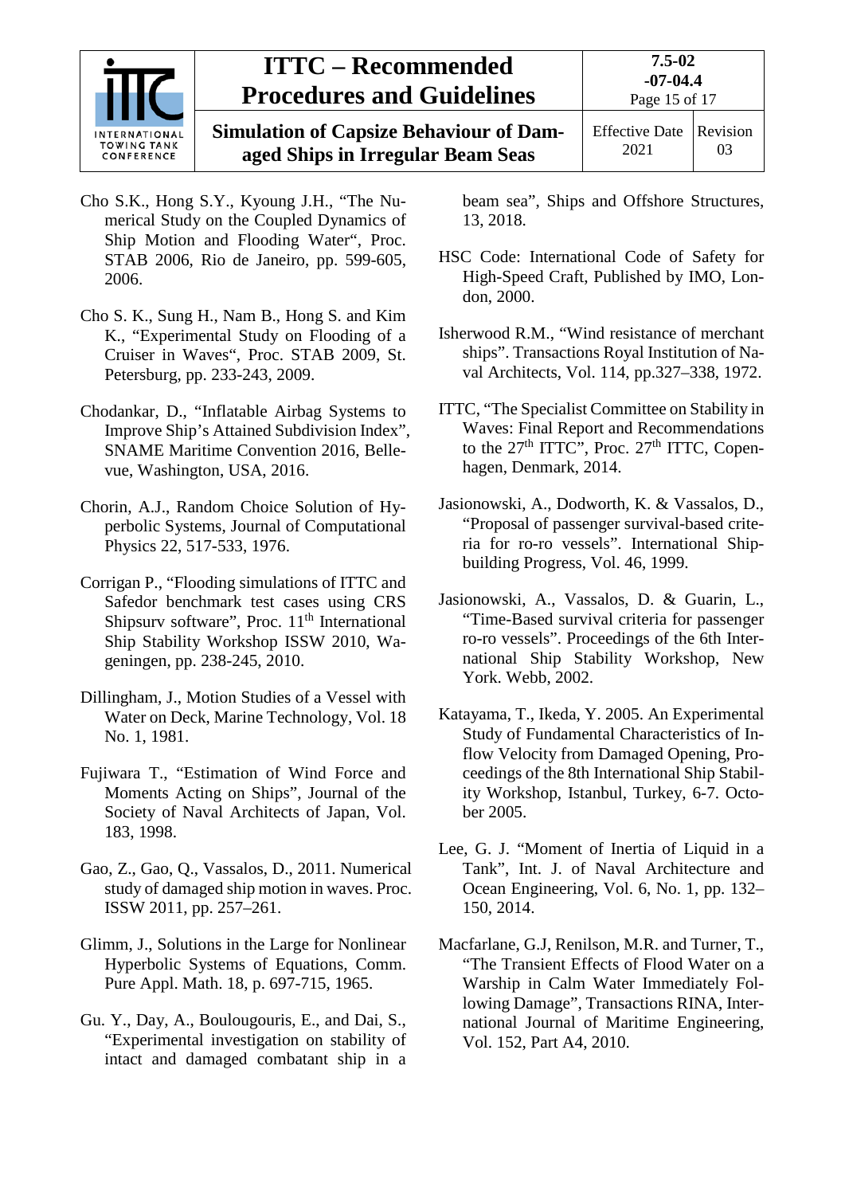Cho S.K., Hong S.Y., Kyoung J.H., "The Numerical Study on the Coupled Dynamics of Ship Motion and Flooding Water", Proc. STAB 2006, Rio de Janeiro, pp. 599-605, 2006.

Cho S. K., Sung H., Nam B., Hong S. and Kim K., "Experimental Study on Flooding of a Cruiser in Waves", Proc. STAB 2009, St. Petersburg, pp. 233-243, 2009.

Chodankar, D., "Inflatable Airbag Systems to Improve Ship's Attained Subdivision Index", SNAME Maritime Convention 2016, Bellevue, Washington, USA, 2016.

Chorin, A.J., Random Choice Solution of Hyperbolic Systems, Journal of Computational Physics 22, 517-533, 1976.

Corrigan P., "Flooding simulations of ITTC and Safedor benchmark test cases using CRS Shipsurv software", Proc. 11th International Ship Stability Workshop ISSW 2010, Wageningen, pp. 238-245, 2010.

Dillingham, J., Motion Studies of a Vessel with Water on Deck, Marine Technology, Vol. 18 No. 1, 1981.

Fujiwara T., "Estimation of Wind Force and Moments Acting on Ships", Journal of the Society of Naval Architects of Japan, Vol. 183, 1998.

Gao, Z., Gao, Q., Vassalos, D., 2011. Numerical study of damaged ship motion in waves. Proc. ISSW 2011, pp. 257–261.

Glimm, J., Solutions in the Large for Nonlinear Hyperbolic Systems of Equations, Comm. Pure Appl. Math. 18, p. 697-715, 1965.

Gu. Y., Day, A., Boulougouris, E., and Dai, S., "Experimental investigation on stability of intact and damaged combatant ship in a beam sea", Ships and Offshore Structures, 13, 2018.

HSC Code: International Code of Safety for High-Speed Craft, Published by IMO, London, 2000.

Isherwood R.M., "Wind resistance of merchant ships". Transactions Royal Institution of Naval Architects, Vol. 114, pp.327–338, 1972.

ITTC, "The Specialist Committee on Stability in Waves: Final Report and Recommendations to the 27th ITTC", Proc. 27th ITTC, Copenhagen, Denmark, 2014.

Jasionowski, A., Dodworth, K. & Vassalos, D., "Proposal of passenger survival-based criteria for ro-ro vessels". International Shipbuilding Progress, Vol. 46, 1999.

Jasionowski, A., Vassalos, D. & Guarin, L., "Time-Based survival criteria for passenger ro-ro vessels". Proceedings of the 6th International Ship Stability Workshop, New York. Webb, 2002.

Katayama, T., Ikeda, Y. 2005. An Experimental Study of Fundamental Characteristics of Inflow Velocity from Damaged Opening, Proceedings of the 8th International Ship Stability Workshop, Istanbul, Turkey, 6-7. October 2005.

Lee, G. J. "Moment of Inertia of Liquid in a Tank", Int. J. of Naval Architecture and Ocean Engineering, Vol. 6, No. 1, pp. 132–150, 2014.

Macfarlane, G.J, Renilson, M.R. and Turner, T., "The Transient Effects of Flood Water on a Warship in Calm Water Immediately Following Damage", Transactions RINA, International Journal of Maritime Engineering, Vol. 152, Part A4, 2010.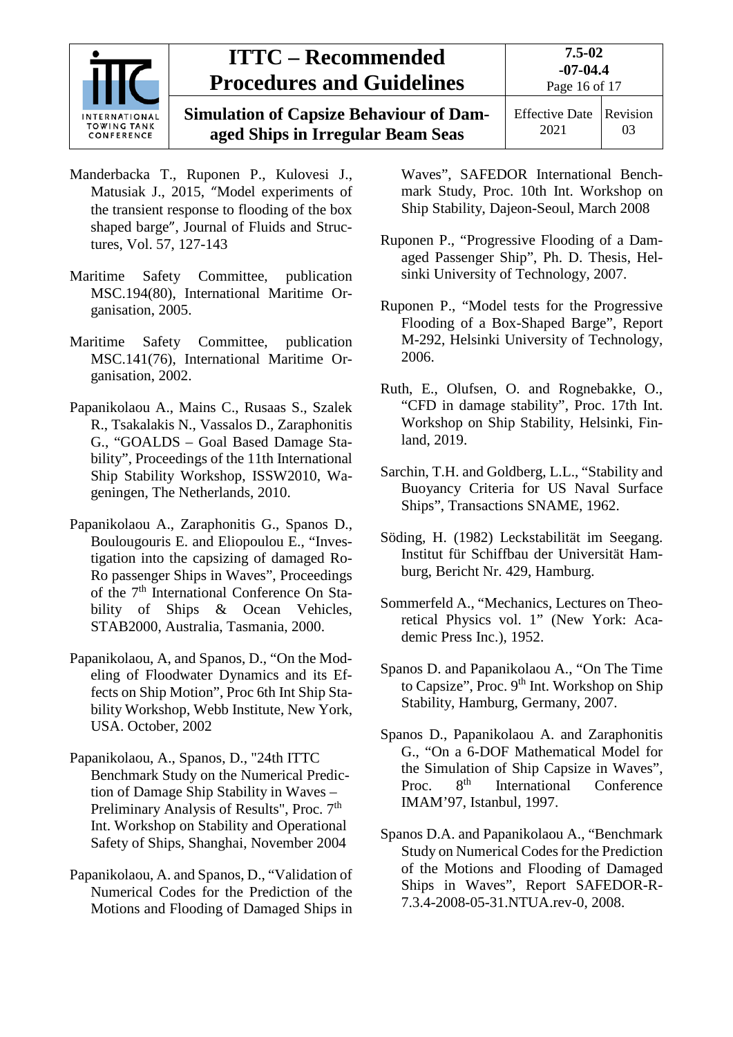Manderbacka T., Ruponen P., Kulovesi J., Matusiak J., 2015, "Model experiments of the transient response to flooding of the box shaped barge", Journal of Fluids and Structures, Vol. 57, 127-143

Maritime Safety Committee, publication MSC.194(80), International Maritime Organisation, 2005.

Maritime Safety Committee, publication MSC.141(76), International Maritime Organisation, 2002.

Papanikolaou A., Mains C., Rusaas S., Szalek R., Tsakalakis N., Vassalos D., Zaraphonitis G., "GOALDS – Goal Based Damage Stability", Proceedings of the 11th International Ship Stability Workshop, ISSW2010, Wageningen, The Netherlands, 2010.

Papanikolaou A., Zaraphonitis G., Spanos D., Boulougouris E. and Eliopoulou E., "Investigation into the capsizing of damaged Ro-Ro passenger Ships in Waves", Proceedings of the 7th International Conference On Stability of Ships & Ocean Vehicles, STAB2000, Australia, Tasmania, 2000.

Papanikolaou, A, and Spanos, D., "On the Modeling of Floodwater Dynamics and its Effects on Ship Motion", Proc 6th Int Ship Stability Workshop, Webb Institute, New York, USA. October, 2002

Papanikolaou, A., Spanos, D., "24th ITTC Benchmark Study on the Numerical Prediction of Damage Ship Stability in Waves – Preliminary Analysis of Results", Proc. 7th Int. Workshop on Stability and Operational Safety of Ships, Shanghai, November 2004

Papanikolaou, A. and Spanos, D., "Validation of Numerical Codes for the Prediction of the Motions and Flooding of Damaged Ships in Waves", SAFEDOR International Benchmark Study, Proc. 10th Int. Workshop on Ship Stability, Dajeon-Seoul, March 2008

Ruponen P., "Progressive Flooding of a Damaged Passenger Ship", Ph. D. Thesis, Helsinki University of Technology, 2007.

Ruponen P., "Model tests for the Progressive Flooding of a Box-Shaped Barge", Report M-292, Helsinki University of Technology, 2006.

Ruth, E., Olufsen, O. and Rognebakke, O., "CFD in damage stability", Proc. 17th Int. Workshop on Ship Stability, Helsinki, Finland, 2019.

Sarchin, T.H. and Goldberg, L.L., "Stability and Buoyancy Criteria for US Naval Surface Ships", Transactions SNAME, 1962.

Söding, H. (1982) Leckstabilität im Seegang. Institut für Schiffbau der Universität Hamburg, Bericht Nr. 429, Hamburg.

Sommerfeld A., "Mechanics, Lectures on Theoretical Physics vol. 1" (New York: Academic Press Inc.), 1952.

Spanos D. and Papanikolaou A., "On The Time to Capsize", Proc. 9th Int. Workshop on Ship Stability, Hamburg, Germany, 2007.

Spanos D., Papanikolaou A. and Zaraphonitis G., "On a 6-DOF Mathematical Model for the Simulation of Ship Capsize in Waves", Proc. 8th International Conference IMAM'97, Istanbul, 1997.

Spanos D.A. and Papanikolaou A., "Benchmark Study on Numerical Codes for the Prediction of the Motions and Flooding of Damaged Ships in Waves", Report SAFEDOR-R-7.3.4-2008-05-31.NTUA.rev-0, 2008.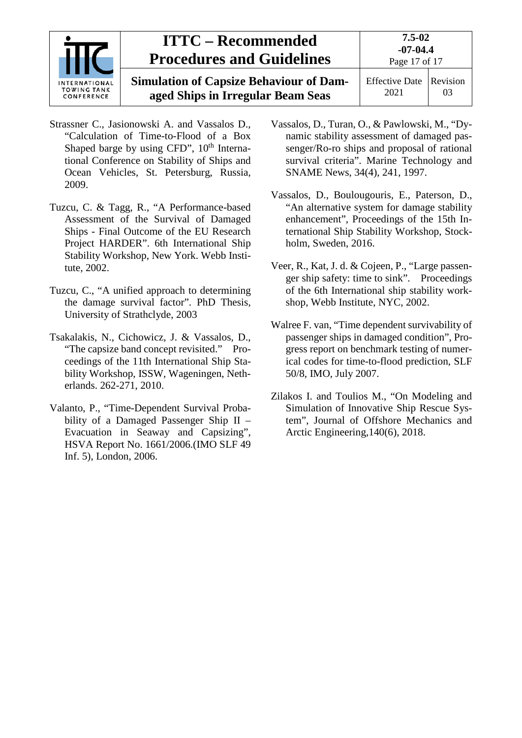Strassner C., Jasionowski A. and Vassalos D., "Calculation of Time-to-Flood of a Box Shaped barge by using CFD", 10th International Conference on Stability of Ships and Ocean Vehicles, St. Petersburg, Russia, 2009.

Tuzcu, C. & Tagg, R., "A Performance-based Assessment of the Survival of Damaged Ships - Final Outcome of the EU Research Project HARDER". 6th International Ship Stability Workshop, New York. Webb Institute, 2002.

Tuzcu, C., "A unified approach to determining the damage survival factor". PhD Thesis, University of Strathclyde, 2003

Tsakalakis, N., Cichowicz, J. & Vassalos, D., "The capsize band concept revisited." Proceedings of the 11th International Ship Stability Workshop, ISSW, Wageningen, Netherlands. 262-271, 2010.

Valanto, P., "Time-Dependent Survival Probability of a Damaged Passenger Ship II – Evacuation in Seaway and Capsizing", HSVA Report No. 1661/2006.(IMO SLF 49 Inf. 5), London, 2006.

Vassalos, D., Turan, O., & Pawlowski, M., "Dynamic stability assessment of damaged passenger/Ro-ro ships and proposal of rational survival criteria". Marine Technology and SNAME News, 34(4), 241, 1997.

Vassalos, D., Boulougouris, E., Paterson, D., "An alternative system for damage stability enhancement", Proceedings of the 15th International Ship Stability Workshop, Stockholm, Sweden, 2016.

Veer, R., Kat, J. d. & Cojeen, P., "Large passenger ship safety: time to sink". Proceedings of the 6th International ship stability workshop, Webb Institute, NYC, 2002.

Walree F. van, "Time dependent survivability of passenger ships in damaged condition", Progress report on benchmark testing of numerical codes for time-to-flood prediction, SLF 50/8, IMO, July 2007.

Zilakos I. and Toulios M., "On Modeling and Simulation of Innovative Ship Rescue System", Journal of Offshore Mechanics and Arctic Engineering,140(6), 2018.